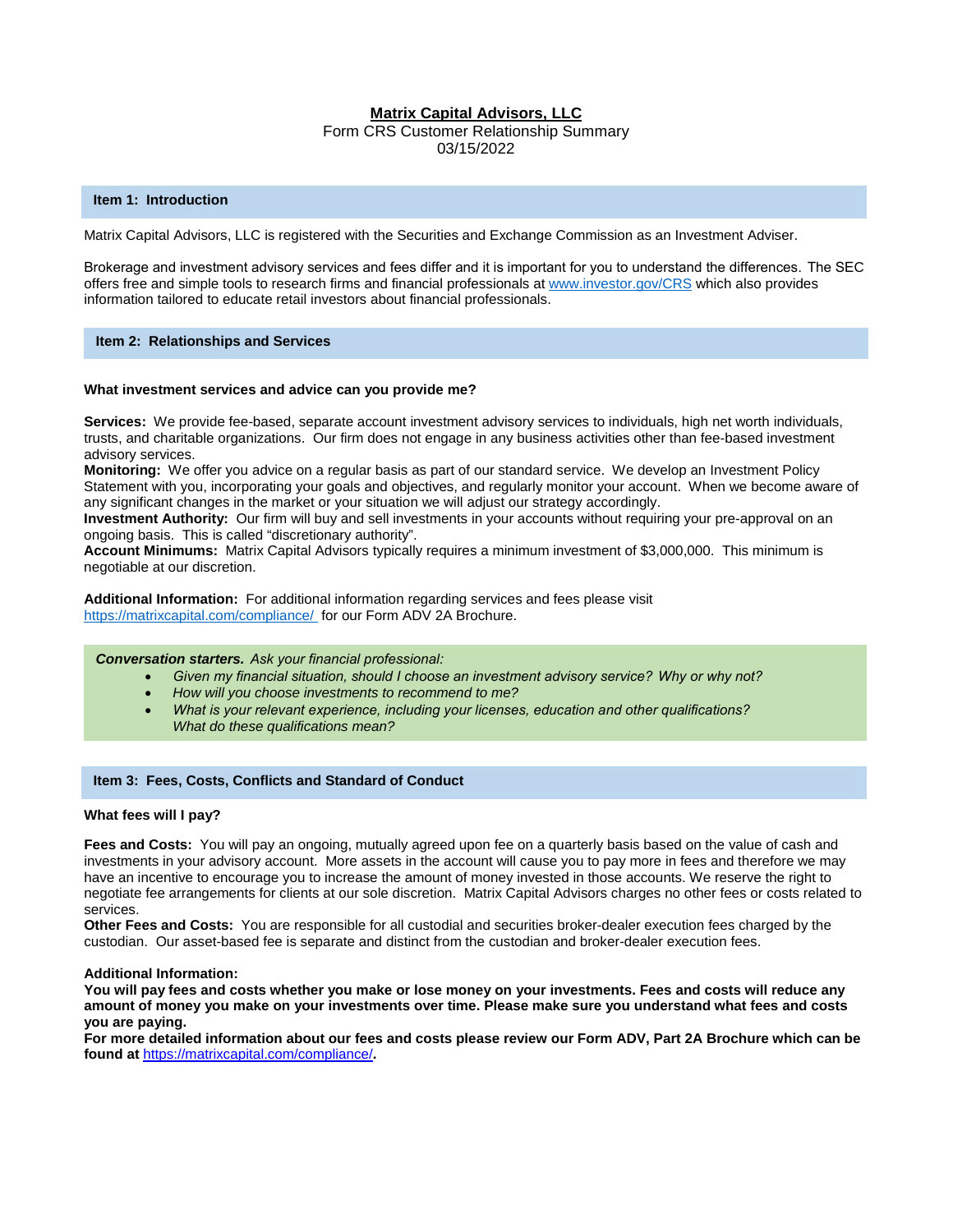# Matrix Capital Advisors, LLC

Form CRS Customer Relationship Summary
03/15/2022

## Item 1: Introduction

Matrix Capital Advisors, LLC is registered with the Securities and Exchange Commission as an Investment Adviser.

Brokerage and investment advisory services and fees differ and it is important for you to understand the differences. The SEC offers free and simple tools to research firms and financial professionals at [www.investor.gov/CRS](www.investor.gov/CRS) which also provides information tailored to educate retail investors about financial professionals.

## Item 2: Relationships and Services

**What investment services and advice can you provide me?**

**Services:** We provide fee-based, separate account investment advisory services to individuals, high net worth individuals, trusts, and charitable organizations. Our firm does not engage in any business activities other than fee-based investment advisory services.
**Monitoring:** We offer you advice on a regular basis as part of our standard service. We develop an Investment Policy Statement with you, incorporating your goals and objectives, and regularly monitor your account. When we become aware of any significant changes in the market or your situation we will adjust our strategy accordingly.
**Investment Authority:** Our firm will buy and sell investments in your accounts without requiring your pre-approval on an ongoing basis. This is called "discretionary authority".
**Account Minimums:** Matrix Capital Advisors typically requires a minimum investment of $3,000,000. This minimum is negotiable at our discretion.

**Additional Information:** For additional information regarding services and fees please visit [https://matrixcapital.com/compliance/](https://matrixcapital.com/compliance/) for our Form ADV 2A Brochure.

***Conversation starters.*** *Ask your financial professional:*

- *Given my financial situation, should I choose an investment advisory service? Why or why not?*
- *How will you choose investments to recommend to me?*
- *What is your relevant experience, including your licenses, education and other qualifications? What do these qualifications mean?*

## Item 3: Fees, Costs, Conflicts and Standard of Conduct

**What fees will I pay?**

**Fees and Costs:** You will pay an ongoing, mutually agreed upon fee on a quarterly basis based on the value of cash and investments in your advisory account. More assets in the account will cause you to pay more in fees and therefore we may have an incentive to encourage you to increase the amount of money invested in those accounts. We reserve the right to negotiate fee arrangements for clients at our sole discretion. Matrix Capital Advisors charges no other fees or costs related to services.
**Other Fees and Costs:** You are responsible for all custodial and securities broker-dealer execution fees charged by the custodian. Our asset-based fee is separate and distinct from the custodian and broker-dealer execution fees.

**Additional Information:**
**You will pay fees and costs whether you make or lose money on your investments. Fees and costs will reduce any amount of money you make on your investments over time. Please make sure you understand what fees and costs you are paying.**
**For more detailed information about our fees and costs please review our Form ADV, Part 2A Brochure which can be found at [https://matrixcapital.com/compliance/](https://matrixcapital.com/compliance/).**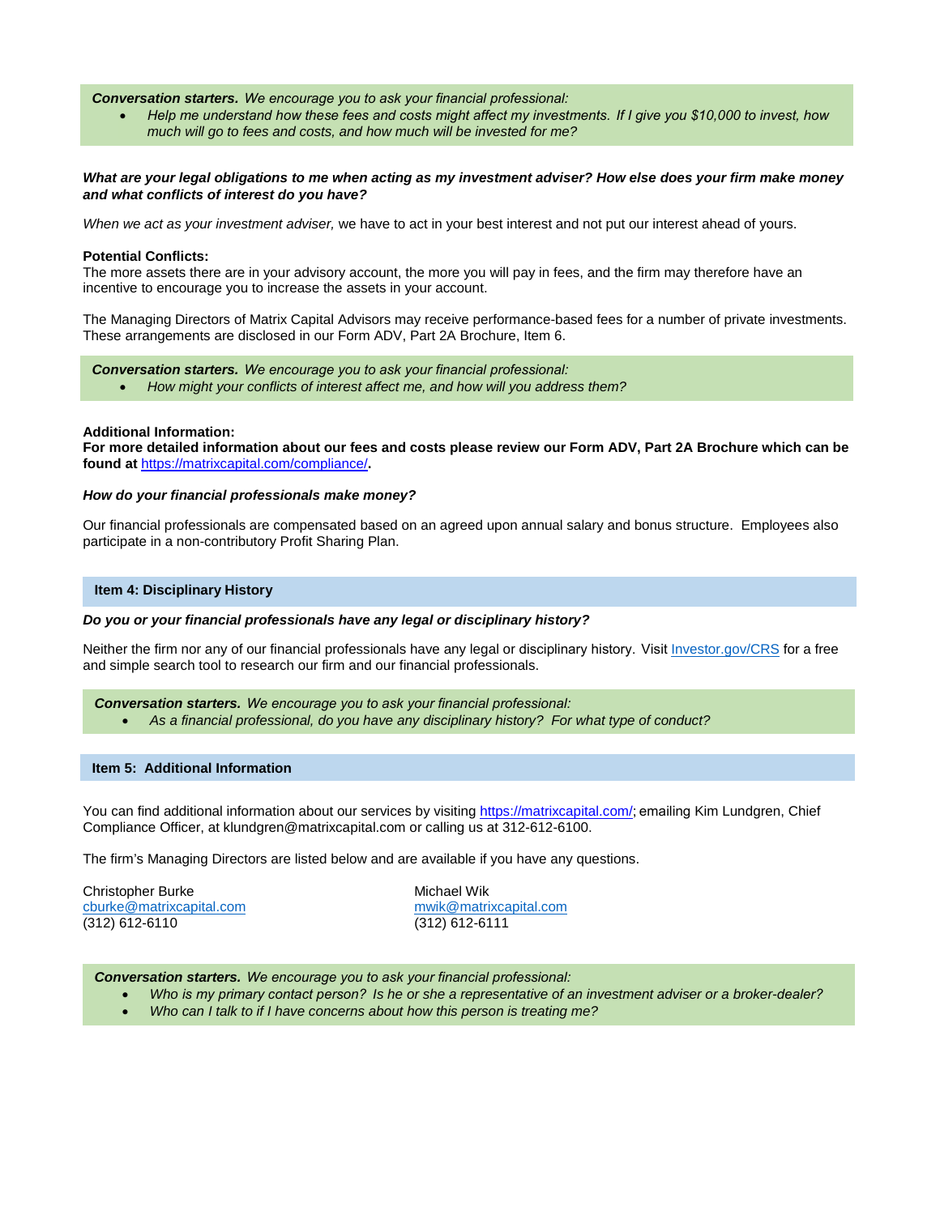***Conversation starters.*** *We encourage you to ask your financial professional:*

- *Help me understand how these fees and costs might affect my investments. If I give you $10,000 to invest, how much will go to fees and costs, and how much will be invested for me?*

***What are your legal obligations to me when acting as my investment adviser? How else does your firm make money and what conflicts of interest do you have?***

*When we act as your investment adviser,* we have to act in your best interest and not put our interest ahead of yours.

**Potential Conflicts:**
The more assets there are in your advisory account, the more you will pay in fees, and the firm may therefore have an incentive to encourage you to increase the assets in your account.

The Managing Directors of Matrix Capital Advisors may receive performance-based fees for a number of private investments. These arrangements are disclosed in our Form ADV, Part 2A Brochure, Item 6.

***Conversation starters.*** *We encourage you to ask your financial professional:*

- *How might your conflicts of interest affect me, and how will you address them?*

**Additional Information:**
**For more detailed information about our fees and costs please review our Form ADV, Part 2A Brochure which can be found at https://matrixcapital.com/compliance/.**

***How do your financial professionals make money?***

Our financial professionals are compensated based on an agreed upon annual salary and bonus structure. Employees also participate in a non-contributory Profit Sharing Plan.

## Item 4: Disciplinary History

***Do you or your financial professionals have any legal or disciplinary history?***

Neither the firm nor any of our financial professionals have any legal or disciplinary history. Visit Investor.gov/CRS for a free and simple search tool to research our firm and our financial professionals.

***Conversation starters.*** *We encourage you to ask your financial professional:*

- *As a financial professional, do you have any disciplinary history? For what type of conduct?*

## Item 5: Additional Information

You can find additional information about our services by visiting https://matrixcapital.com/; emailing Kim Lundgren, Chief Compliance Officer, at klundgren@matrixcapital.com or calling us at 312-612-6100.

The firm's Managing Directors are listed below and are available if you have any questions.

Christopher Burke
cburke@matrixcapital.com
(312) 612-6110

Michael Wik
mwik@matrixcapital.com
(312) 612-6111

***Conversation starters.*** *We encourage you to ask your financial professional:*

- *Who is my primary contact person? Is he or she a representative of an investment adviser or a broker-dealer?*
- *Who can I talk to if I have concerns about how this person is treating me?*